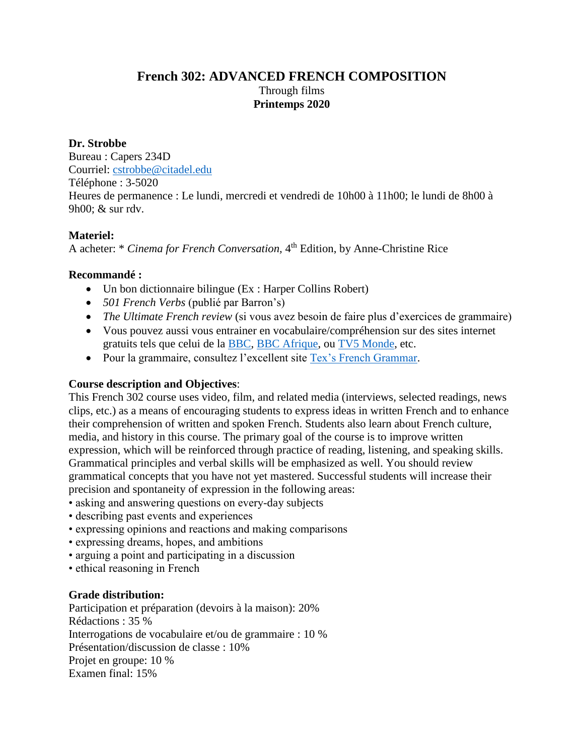# French 302: ADVANCED FRENCH COMPOSITION

Through films

**Printemps 2020**

**Dr. Strobbe**
Bureau : Capers 234D
Courriel: cstrobbe@citadel.edu
Téléphone : 3-5020
Heures de permanence : Le lundi, mercredi et vendredi de 10h00 à 11h00; le lundi de 8h00 à 9h00; & sur rdv.

**Materiel:**
A acheter: * *Cinema for French Conversation,* 4th Edition, by Anne-Christine Rice

**Recommandé :**

- Un bon dictionnaire bilingue (Ex : Harper Collins Robert)
- *501 French Verbs* (publié par Barron's)
- *The Ultimate French review* (si vous avez besoin de faire plus d'exercices de grammaire)
- Vous pouvez aussi vous entrainer en vocabulaire/compréhension sur des sites internet gratuits tels que celui de la BBC, BBC Afrique, ou TV5 Monde, etc.
- Pour la grammaire, consultez l'excellent site Tex's French Grammar.

**Course description and Objectives**:
This French 302 course uses video, film, and related media (interviews, selected readings, news clips, etc.) as a means of encouraging students to express ideas in written French and to enhance their comprehension of written and spoken French. Students also learn about French culture, media, and history in this course. The primary goal of the course is to improve written expression, which will be reinforced through practice of reading, listening, and speaking skills. Grammatical principles and verbal skills will be emphasized as well. You should review grammatical concepts that you have not yet mastered. Successful students will increase their precision and spontaneity of expression in the following areas:

- asking and answering questions on every-day subjects
- describing past events and experiences
- expressing opinions and reactions and making comparisons
- expressing dreams, hopes, and ambitions
- arguing a point and participating in a discussion
- ethical reasoning in French

**Grade distribution:**
Participation et préparation (devoirs à la maison): 20%
Rédactions : 35 %
Interrogations de vocabulaire et/ou de grammaire : 10 %
Présentation/discussion de classe : 10%
Projet en groupe: 10 %
Examen final: 15%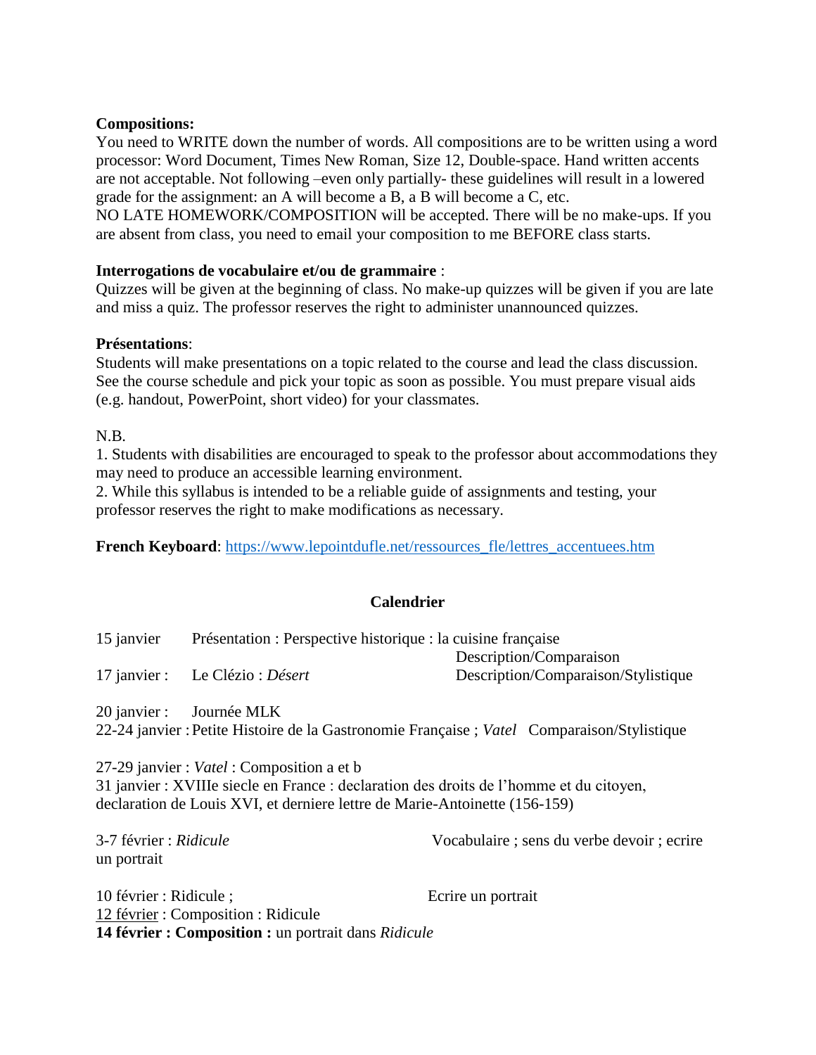**Compositions:**
You need to WRITE down the number of words. All compositions are to be written using a word processor: Word Document, Times New Roman, Size 12, Double-space. Hand written accents are not acceptable. Not following –even only partially- these guidelines will result in a lowered grade for the assignment: an A will become a B, a B will become a C, etc.
NO LATE HOMEWORK/COMPOSITION will be accepted. There will be no make-ups. If you are absent from class, you need to email your composition to me BEFORE class starts.

**Interrogations de vocabulaire et/ou de grammaire** :
Quizzes will be given at the beginning of class. No make-up quizzes will be given if you are late and miss a quiz. The professor reserves the right to administer unannounced quizzes.

**Présentations**:
Students will make presentations on a topic related to the course and lead the class discussion. See the course schedule and pick your topic as soon as possible. You must prepare visual aids (e.g. handout, PowerPoint, short video) for your classmates.

N.B.
1. Students with disabilities are encouraged to speak to the professor about accommodations they may need to produce an accessible learning environment.
2. While this syllabus is intended to be a reliable guide of assignments and testing, your professor reserves the right to make modifications as necessary.

**French Keyboard**: https://www.lepointdufle.net/ressources_fle/lettres_accentuees.htm

## Calendrier

| | | |
|---|---|---|
| 15 janvier | Présentation : Perspective historique : la cuisine française | Description/Comparaison |
| 17 janvier : | Le Clézio : *Désert* | Description/Comparaison/Stylistique |

20 janvier : Journée MLK
22-24 janvier : Petite Histoire de la Gastronomie Française ; *Vatel* Comparaison/Stylistique

27-29 janvier : *Vatel* : Composition a et b
31 janvier : XVIIIe siecle en France : declaration des droits de l'homme et du citoyen, declaration de Louis XVI, et derniere lettre de Marie-Antoinette (156-159)

3-7 février : *Ridicule* Vocabulaire ; sens du verbe devoir ; ecrire un portrait

10 février : Ridicule ; Ecrire un portrait
12 février : Composition : Ridicule
**14 février : Composition :** un portrait dans *Ridicule*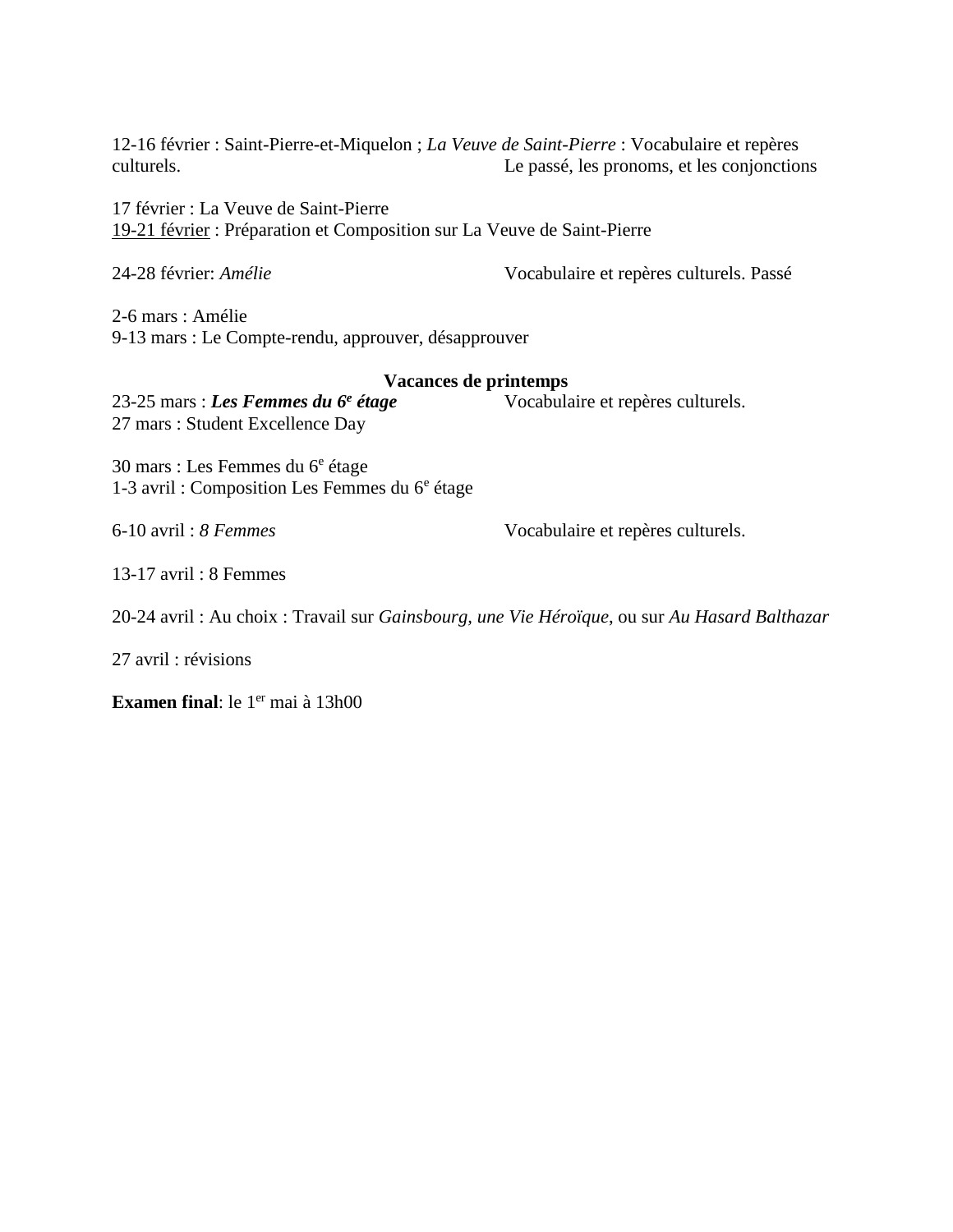12-16 février : Saint-Pierre-et-Miquelon ; *La Veuve de Saint-Pierre* : Vocabulaire et repères culturels. Le passé, les pronoms, et les conjonctions

17 février : La Veuve de Saint-Pierre
19-21 février : Préparation et Composition sur La Veuve de Saint-Pierre

24-28 février: *Amélie* Vocabulaire et repères culturels. Passé

2-6 mars : Amélie
9-13 mars : Le Compte-rendu, approuver, désapprouver

**Vacances de printemps**

23-25 mars : ***Les Femmes du 6e étage*** Vocabulaire et repères culturels.
27 mars : Student Excellence Day

30 mars : Les Femmes du 6e étage
1-3 avril : Composition Les Femmes du 6e étage

6-10 avril : *8 Femmes* Vocabulaire et repères culturels.

13-17 avril : 8 Femmes

20-24 avril : Au choix : Travail sur *Gainsbourg, une Vie Héroïque*, ou sur *Au Hasard Balthazar*

27 avril : révisions

**Examen final**: le 1er mai à 13h00